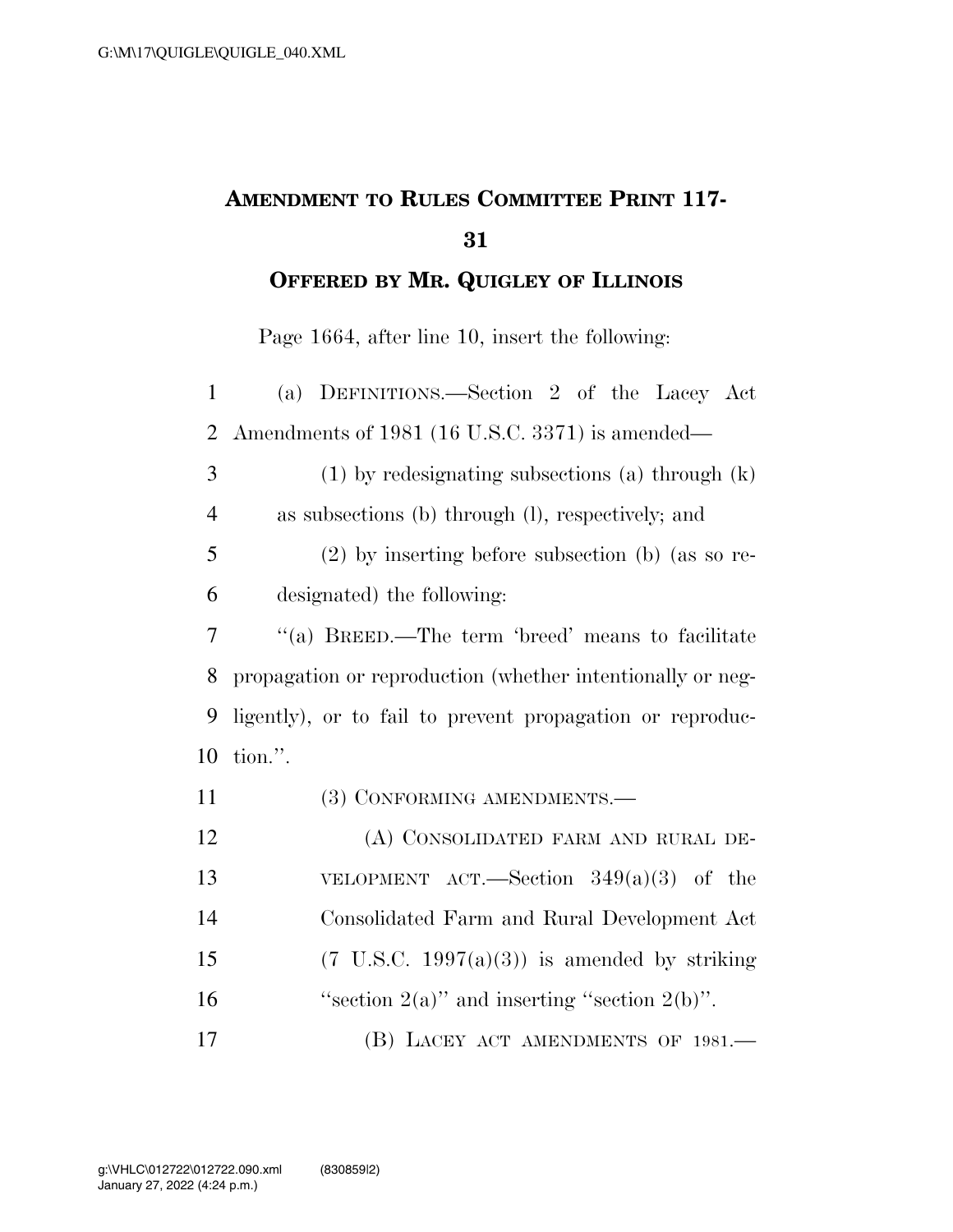# Amendment to Rules Committee Print 117-31

## Offered by Mr. Quigley of Illinois

Page 1664, after line 10, insert the following:

(a) DEFINITIONS.—Section 2 of the Lacey Act Amendments of 1981 (16 U.S.C. 3371) is amended—

(1) by redesignating subsections (a) through (k) as subsections (b) through (l), respectively; and

(2) by inserting before subsection (b) (as so redesignated) the following:

"(a) BREED.—The term 'breed' means to facilitate propagation or reproduction (whether intentionally or negligently), or to fail to prevent propagation or reproduction.".

(3) CONFORMING AMENDMENTS.—

(A) CONSOLIDATED FARM AND RURAL DEVELOPMENT ACT.—Section 349(a)(3) of the Consolidated Farm and Rural Development Act (7 U.S.C. 1997(a)(3)) is amended by striking "section 2(a)" and inserting "section 2(b)".

(B) LACEY ACT AMENDMENTS OF 1981.—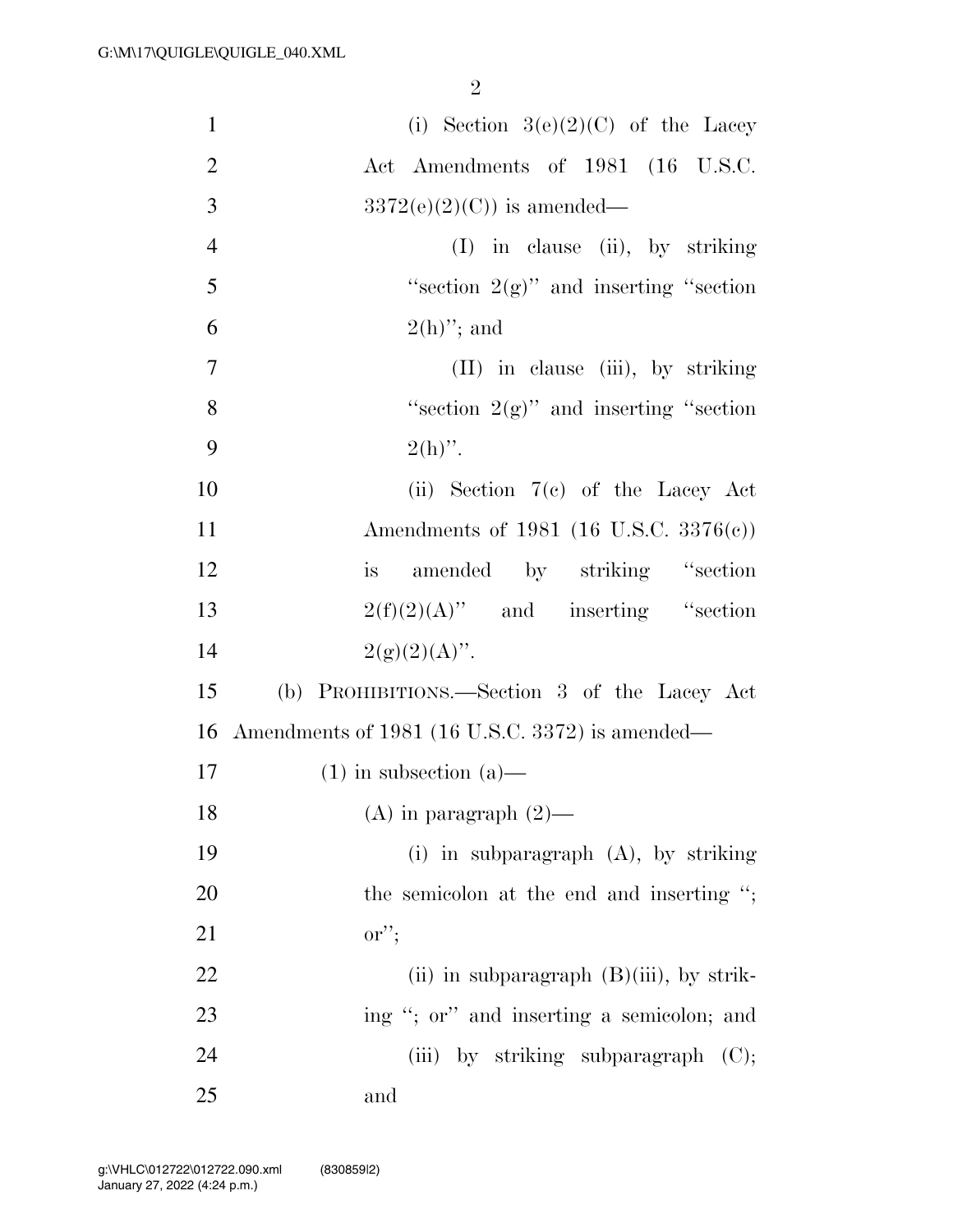(i) Section 3(e)(2)(C) of the Lacey Act Amendments of 1981 (16 U.S.C. 3372(e)(2)(C)) is amended—

(I) in clause (ii), by striking "section 2(g)" and inserting "section 2(h)"; and

(II) in clause (iii), by striking "section 2(g)" and inserting "section 2(h)".

(ii) Section 7(c) of the Lacey Act Amendments of 1981 (16 U.S.C. 3376(c)) is amended by striking "section 2(f)(2)(A)" and inserting "section 2(g)(2)(A)".

(b) PROHIBITIONS.—Section 3 of the Lacey Act Amendments of 1981 (16 U.S.C. 3372) is amended—

(1) in subsection (a)—

(A) in paragraph (2)—

(i) in subparagraph (A), by striking the semicolon at the end and inserting "; or";

(ii) in subparagraph (B)(iii), by striking "; or" and inserting a semicolon; and

(iii) by striking subparagraph (C); and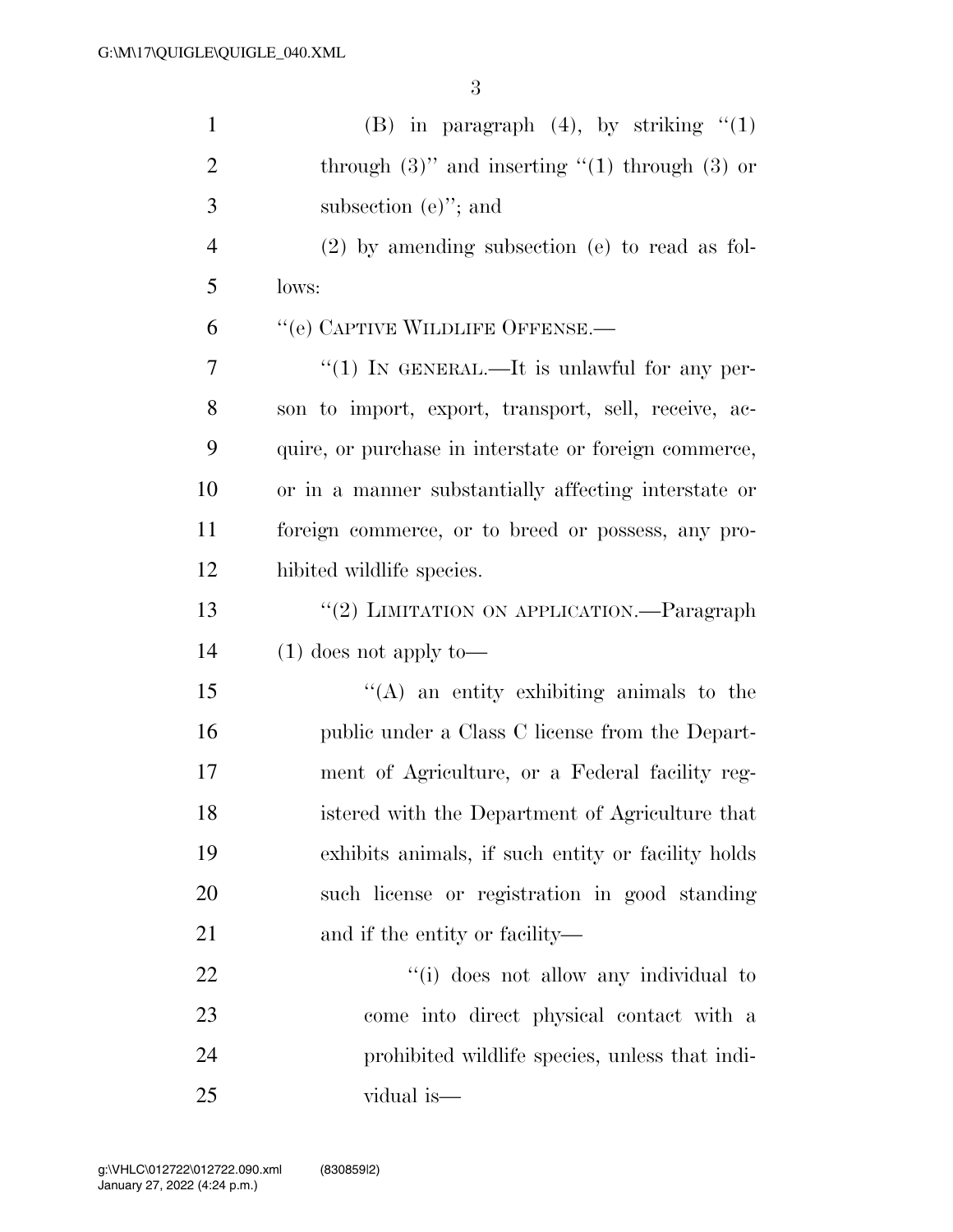(B) in paragraph (4), by striking "(1) through (3)" and inserting "(1) through (3) or subsection (e)"; and

(2) by amending subsection (e) to read as follows:

"(e) CAPTIVE WILDLIFE OFFENSE.—

"(1) IN GENERAL.—It is unlawful for any person to import, export, transport, sell, receive, acquire, or purchase in interstate or foreign commerce, or in a manner substantially affecting interstate or foreign commerce, or to breed or possess, any prohibited wildlife species.

"(2) LIMITATION ON APPLICATION.—Paragraph (1) does not apply to—

"(A) an entity exhibiting animals to the public under a Class C license from the Department of Agriculture, or a Federal facility registered with the Department of Agriculture that exhibits animals, if such entity or facility holds such license or registration in good standing and if the entity or facility—

"(i) does not allow any individual to come into direct physical contact with a prohibited wildlife species, unless that individual is—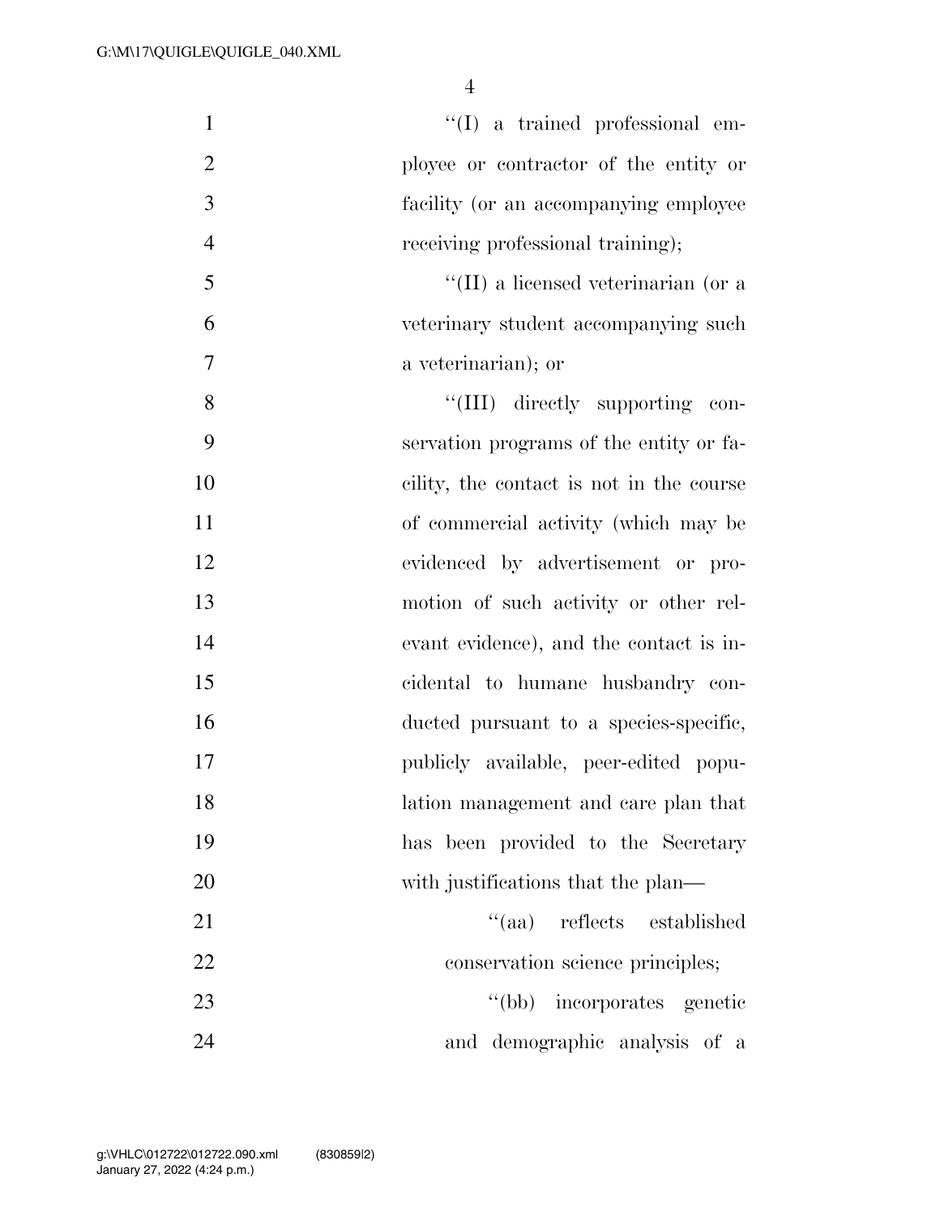"(I) a trained professional employee or contractor of the entity or facility (or an accompanying employee receiving professional training);

"(II) a licensed veterinarian (or a veterinary student accompanying such a veterinarian); or

"(III) directly supporting conservation programs of the entity or facility, the contact is not in the course of commercial activity (which may be evidenced by advertisement or promotion of such activity or other relevant evidence), and the contact is incidental to humane husbandry conducted pursuant to a species-specific, publicly available, peer-edited population management and care plan that has been provided to the Secretary with justifications that the plan—

"(aa) reflects established conservation science principles;

"(bb) incorporates genetic and demographic analysis of a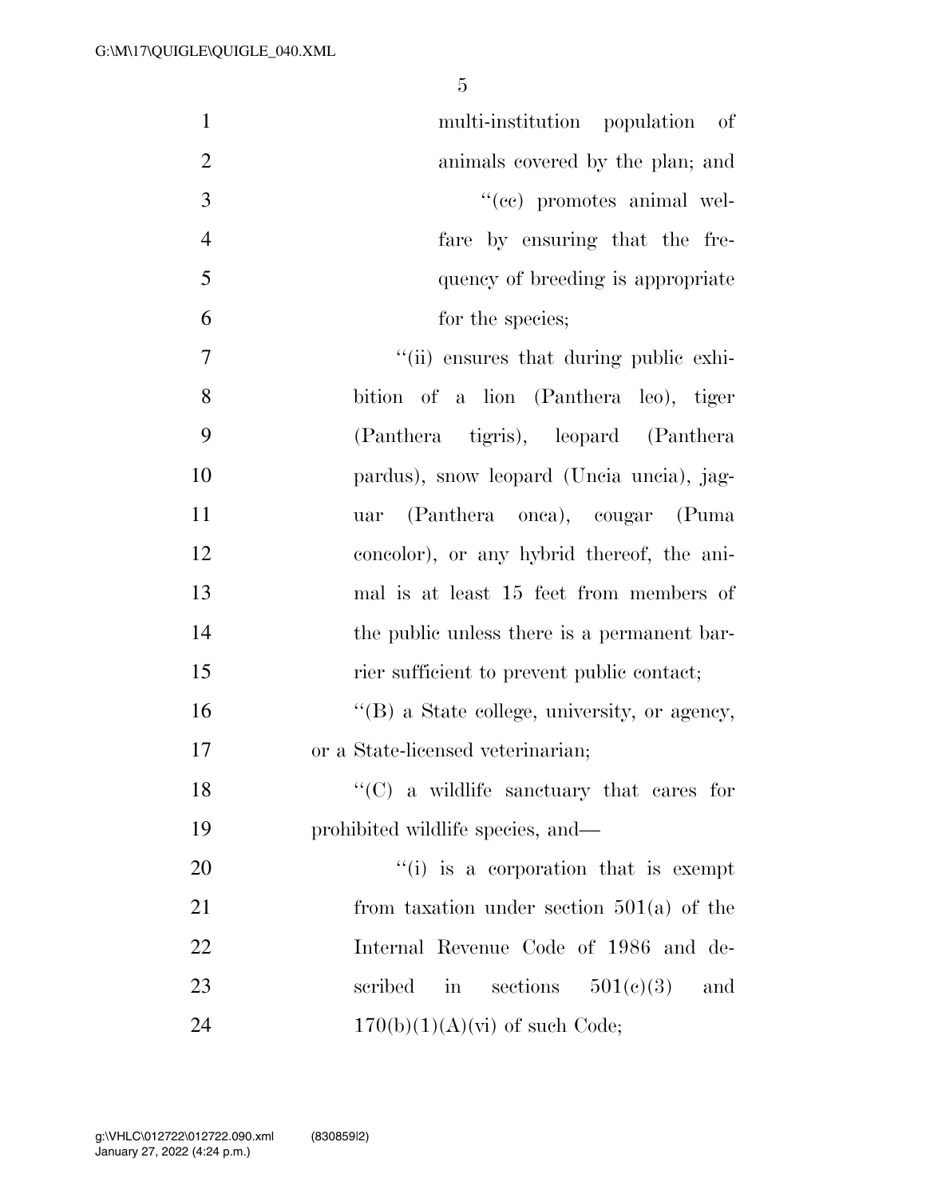multi-institution population of animals covered by the plan; and

''(cc) promotes animal welfare by ensuring that the frequency of breeding is appropriate for the species;

''(ii) ensures that during public exhibition of a lion (Panthera leo), tiger (Panthera tigris), leopard (Panthera pardus), snow leopard (Uncia uncia), jaguar (Panthera onca), cougar (Puma concolor), or any hybrid thereof, the animal is at least 15 feet from members of the public unless there is a permanent barrier sufficient to prevent public contact;

''(B) a State college, university, or agency, or a State-licensed veterinarian;

''(C) a wildlife sanctuary that cares for prohibited wildlife species, and—

''(i) is a corporation that is exempt from taxation under section 501(a) of the Internal Revenue Code of 1986 and described in sections 501(c)(3) and 170(b)(1)(A)(vi) of such Code;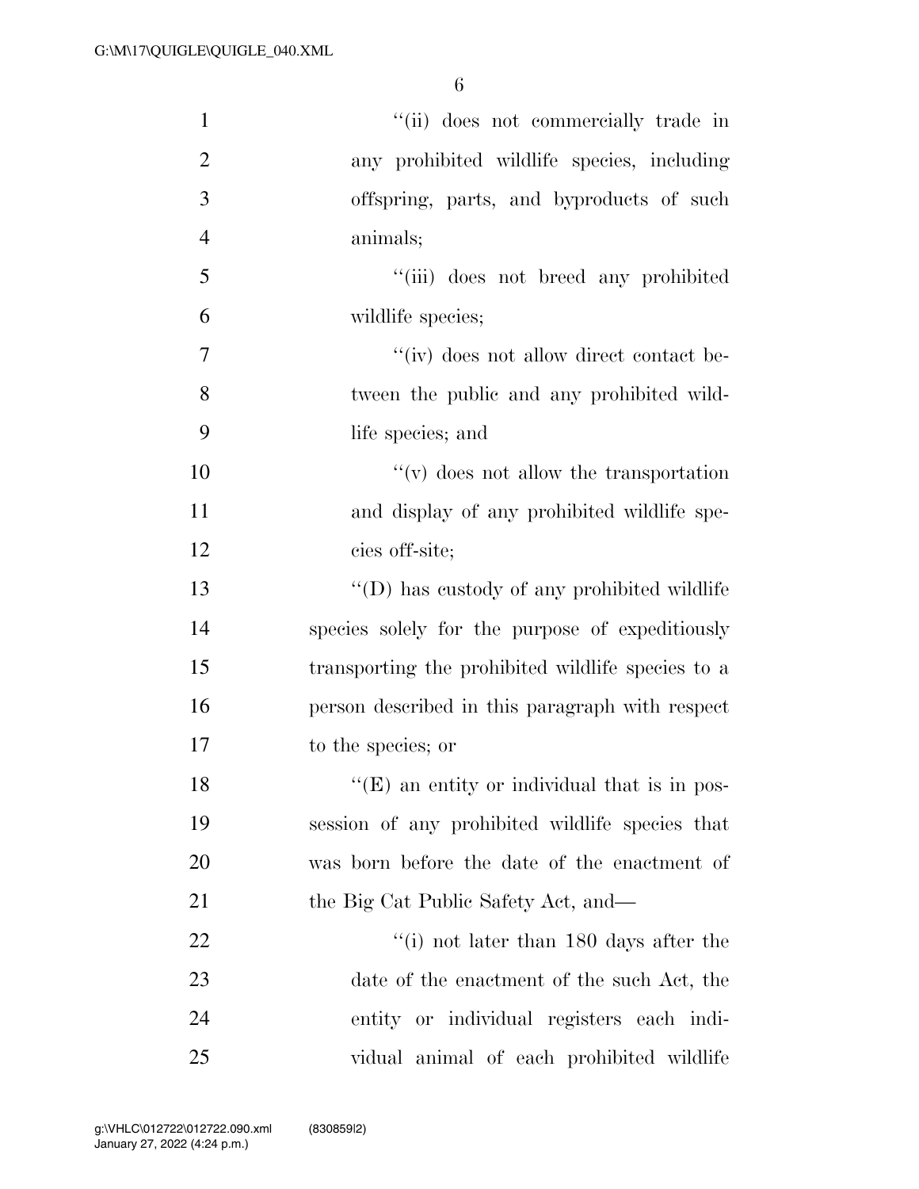''(ii) does not commercially trade in any prohibited wildlife species, including offspring, parts, and byproducts of such animals;

''(iii) does not breed any prohibited wildlife species;

''(iv) does not allow direct contact between the public and any prohibited wildlife species; and

''(v) does not allow the transportation and display of any prohibited wildlife species off-site;

''(D) has custody of any prohibited wildlife species solely for the purpose of expeditiously transporting the prohibited wildlife species to a person described in this paragraph with respect to the species; or

''(E) an entity or individual that is in possession of any prohibited wildlife species that was born before the date of the enactment of the Big Cat Public Safety Act, and—

''(i) not later than 180 days after the date of the enactment of the such Act, the entity or individual registers each individual animal of each prohibited wildlife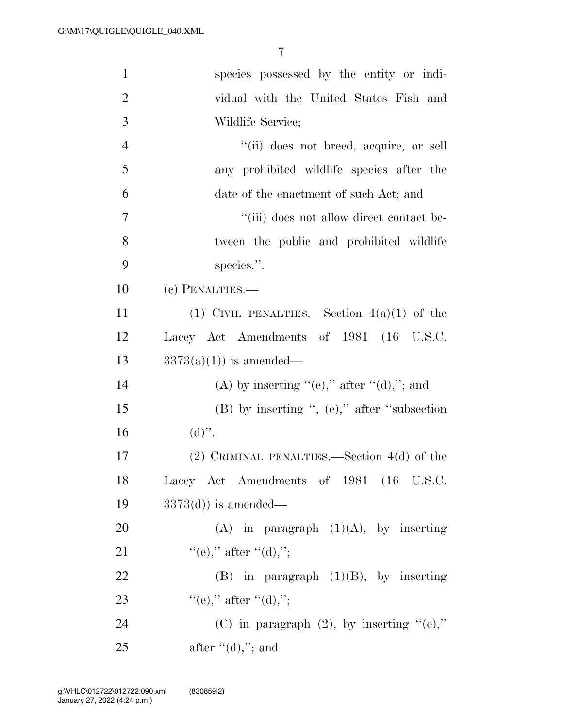species possessed by the entity or individual with the United States Fish and Wildlife Service;

''(ii) does not breed, acquire, or sell any prohibited wildlife species after the date of the enactment of such Act; and

''(iii) does not allow direct contact between the public and prohibited wildlife species.''.

(c) PENALTIES.—

(1) CIVIL PENALTIES.—Section 4(a)(1) of the Lacey Act Amendments of 1981 (16 U.S.C. 3373(a)(1)) is amended—

(A) by inserting ''(e),'' after ''(d),''; and

(B) by inserting '', (e),'' after ''subsection (d)''.

(2) CRIMINAL PENALTIES.—Section 4(d) of the Lacey Act Amendments of 1981 (16 U.S.C. 3373(d)) is amended—

(A) in paragraph (1)(A), by inserting ''(e),'' after ''(d),'';

(B) in paragraph (1)(B), by inserting ''(e),'' after ''(d),'';

(C) in paragraph (2), by inserting ''(e),'' after ''(d),''; and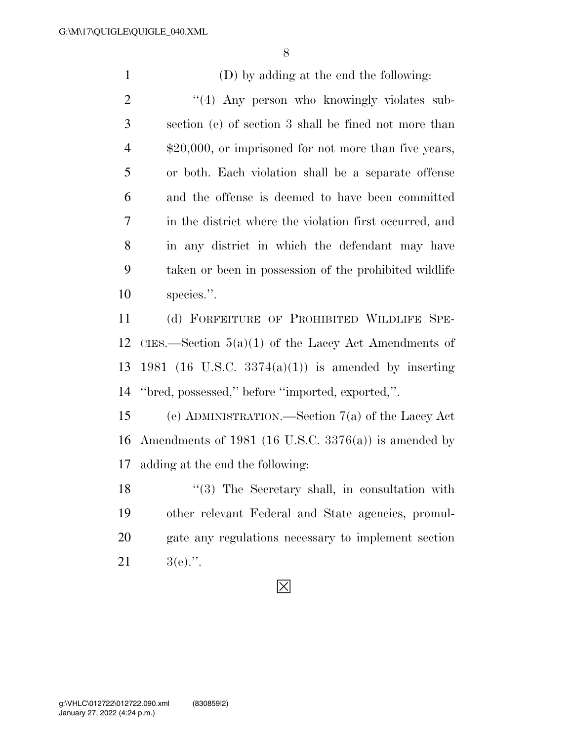(D) by adding at the end the following:

''(4) Any person who knowingly violates subsection (e) of section 3 shall be fined not more than $20,000, or imprisoned for not more than five years, or both. Each violation shall be a separate offense and the offense is deemed to have been committed in the district where the violation first occurred, and in any district in which the defendant may have taken or been in possession of the prohibited wildlife species.''.

(d) FORFEITURE OF PROHIBITED WILDLIFE SPECIES.—Section 5(a)(1) of the Lacey Act Amendments of 1981 (16 U.S.C. 3374(a)(1)) is amended by inserting ''bred, possessed,'' before ''imported, exported,''.

(e) ADMINISTRATION.—Section 7(a) of the Lacey Act Amendments of 1981 (16 U.S.C. 3376(a)) is amended by adding at the end the following:

''(3) The Secretary shall, in consultation with other relevant Federal and State agencies, promulgate any regulations necessary to implement section 3(e).''.